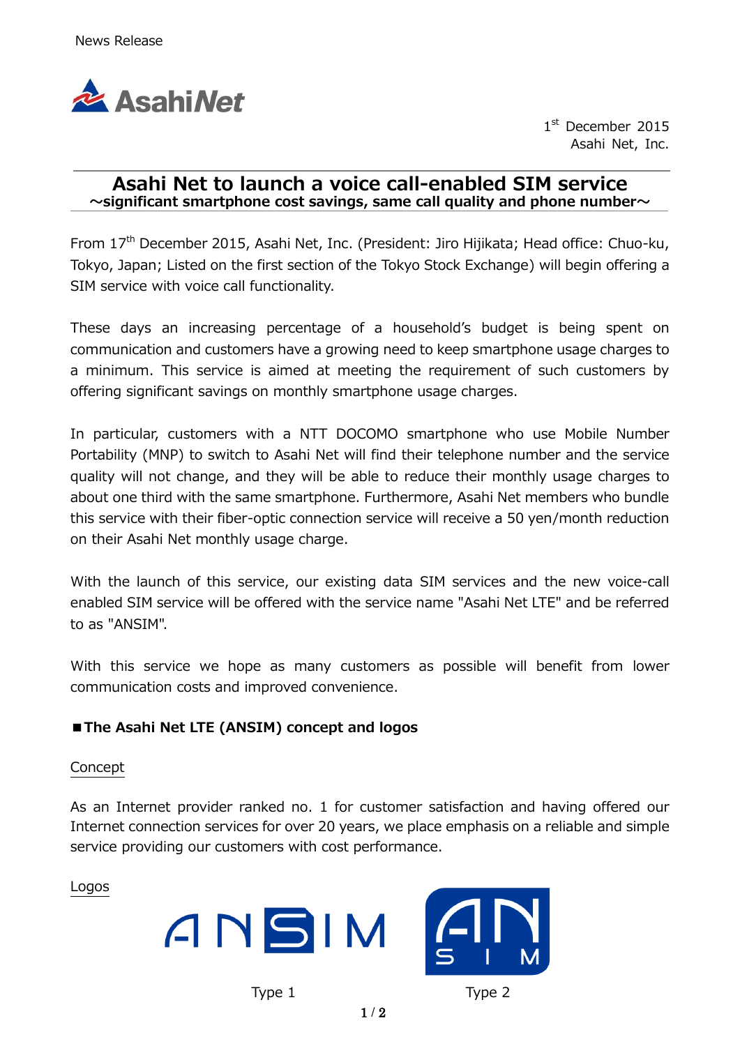News Release

AsahiNet

1st December 2015
Asahi Net, Inc.

# Asahi Net to launch a voice call-enabled SIM service

**～significant smartphone cost savings, same call quality and phone number～**

From 17th December 2015, Asahi Net, Inc. (President: Jiro Hijikata; Head office: Chuo-ku, Tokyo, Japan; Listed on the first section of the Tokyo Stock Exchange) will begin offering a SIM service with voice call functionality.

These days an increasing percentage of a household's budget is being spent on communication and customers have a growing need to keep smartphone usage charges to a minimum. This service is aimed at meeting the requirement of such customers by offering significant savings on monthly smartphone usage charges.

In particular, customers with a NTT DOCOMO smartphone who use Mobile Number Portability (MNP) to switch to Asahi Net will find their telephone number and the service quality will not change, and they will be able to reduce their monthly usage charges to about one third with the same smartphone. Furthermore, Asahi Net members who bundle this service with their fiber-optic connection service will receive a 50 yen/month reduction on their Asahi Net monthly usage charge.

With the launch of this service, our existing data SIM services and the new voice-call enabled SIM service will be offered with the service name "Asahi Net LTE" and be referred to as "ANSIM".

With this service we hope as many customers as possible will benefit from lower communication costs and improved convenience.

## ■The Asahi Net LTE (ANSIM) concept and logos

Concept

As an Internet provider ranked no. 1 for customer satisfaction and having offered our Internet connection services for over 20 years, we place emphasis on a reliable and simple service providing our customers with cost performance.

Logos

ANSIM

Type 1

ANSIM

Type 2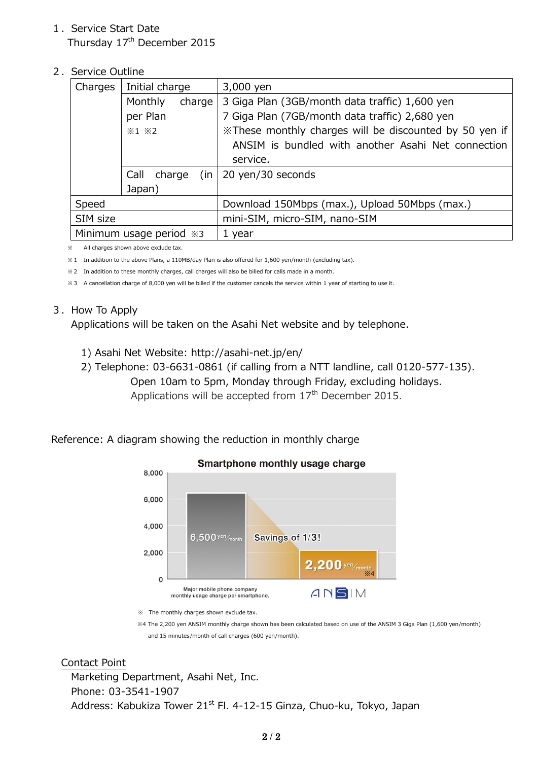1. Service Start Date
   Thursday 17th December 2015

2. Service Outline

| | | |
|---|---|---|
| Charges | Initial charge | 3,000 yen |
| | Monthly charge per Plan ※1 ※2 | 3 Giga Plan (3GB/month data traffic) 1,600 yen<br>7 Giga Plan (7GB/month data traffic) 2,680 yen<br>※These monthly charges will be discounted by 50 yen if ANSIM is bundled with another Asahi Net connection service. |
| | Call charge (in Japan) | 20 yen/30 seconds |
| Speed | | Download 150Mbps (max.), Upload 50Mbps (max.) |
| SIM size | | mini-SIM, micro-SIM, nano-SIM |
| Minimum usage period ※3 | | 1 year |

※ All charges shown above exclude tax.

※1 In addition to the above Plans, a 110MB/day Plan is also offered for 1,600 yen/month (excluding tax).

※2 In addition to these monthly charges, call charges will also be billed for calls made in a month.

※3 A cancellation charge of 8,000 yen will be billed if the customer cancels the service within 1 year of starting to use it.

3. How To Apply
   Applications will be taken on the Asahi Net website and by telephone.

   1) Asahi Net Website: http://asahi-net.jp/en/
   2) Telephone: 03-6631-0861 (if calling from a NTT landline, call 0120-577-135).
      Open 10am to 5pm, Monday through Friday, excluding holidays.
      Applications will be accepted from 17th December 2015.

Reference: A diagram showing the reduction in monthly charge

Smartphone monthly usage charge

8,000
6,000
4,000
2,000
0

6,500 yen/month

Savings of 1/3!

2,200 yen/month ※4

Major mobile phone company monthly usage charge per smartphone.

ANSIM

※ The monthly charges shown exclude tax.

※4 The 2,200 yen ANSIM monthly charge shown has been calculated based on use of the ANSIM 3 Giga Plan (1,600 yen/month) and 15 minutes/month of call charges (600 yen/month).

Contact Point
Marketing Department, Asahi Net, Inc.
Phone: 03-3541-1907
Address: Kabukiza Tower 21st Fl. 4-12-15 Ginza, Chuo-ku, Tokyo, Japan